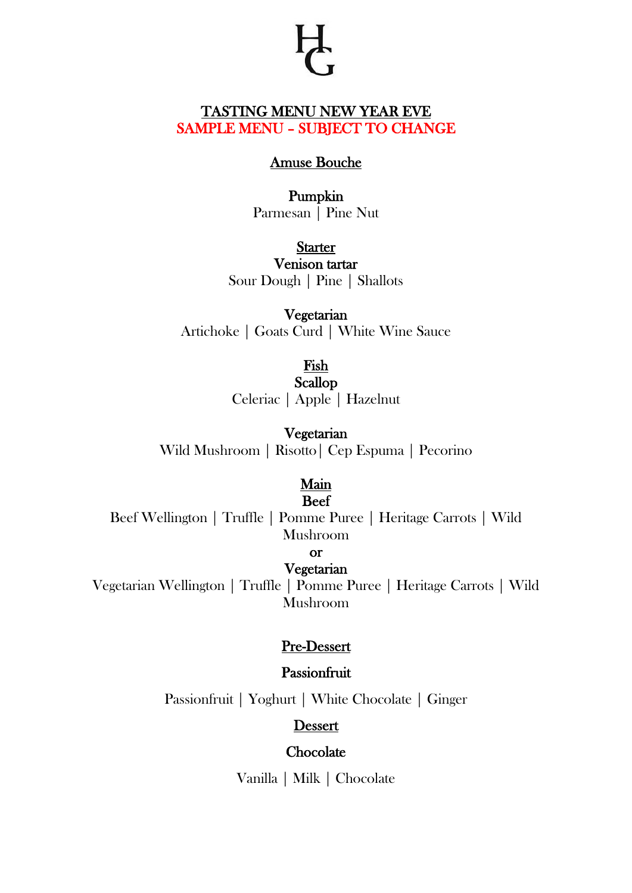HG

# TASTING MENU NEW YEAR EVE

**SAMPLE MENU – SUBJECT TO CHANGE**

## Amuse Bouche

**Pumpkin**

Parmesan | Pine Nut

## Starter

**Venison tartar**

Sour Dough | Pine | Shallots

**Vegetarian**

Artichoke | Goats Curd | White Wine Sauce

## Fish

**Scallop**

Celeriac | Apple | Hazelnut

**Vegetarian**

Wild Mushroom | Risotto| Cep Espuma | Pecorino

## Main

**Beef**

Beef Wellington | Truffle | Pomme Puree | Heritage Carrots | Wild Mushroom

**or**

**Vegetarian**

Vegetarian Wellington | Truffle | Pomme Puree | Heritage Carrots | Wild Mushroom

## Pre-Dessert

**Passionfruit**

Passionfruit | Yoghurt | White Chocolate | Ginger

## Dessert

**Chocolate**

Vanilla | Milk | Chocolate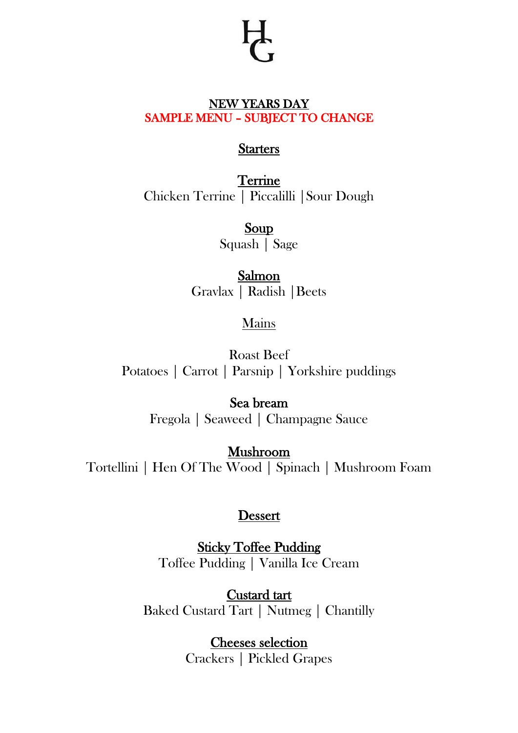HG

# NEW YEARS DAY

**SAMPLE MENU – SUBJECT TO CHANGE**

## Starters

### Terrine
Chicken Terrine | Piccalilli |Sour Dough

### Soup
Squash | Sage

### Salmon
Gravlax | Radish |Beets

## Mains

Roast Beef
Potatoes | Carrot | Parsnip | Yorkshire puddings

### Sea bream
Fregola | Seaweed | Champagne Sauce

### Mushroom
Tortellini | Hen Of The Wood | Spinach | Mushroom Foam

## Dessert

### Sticky Toffee Pudding
Toffee Pudding | Vanilla Ice Cream

### Custard tart
Baked Custard Tart | Nutmeg | Chantilly

### Cheeses selection
Crackers | Pickled Grapes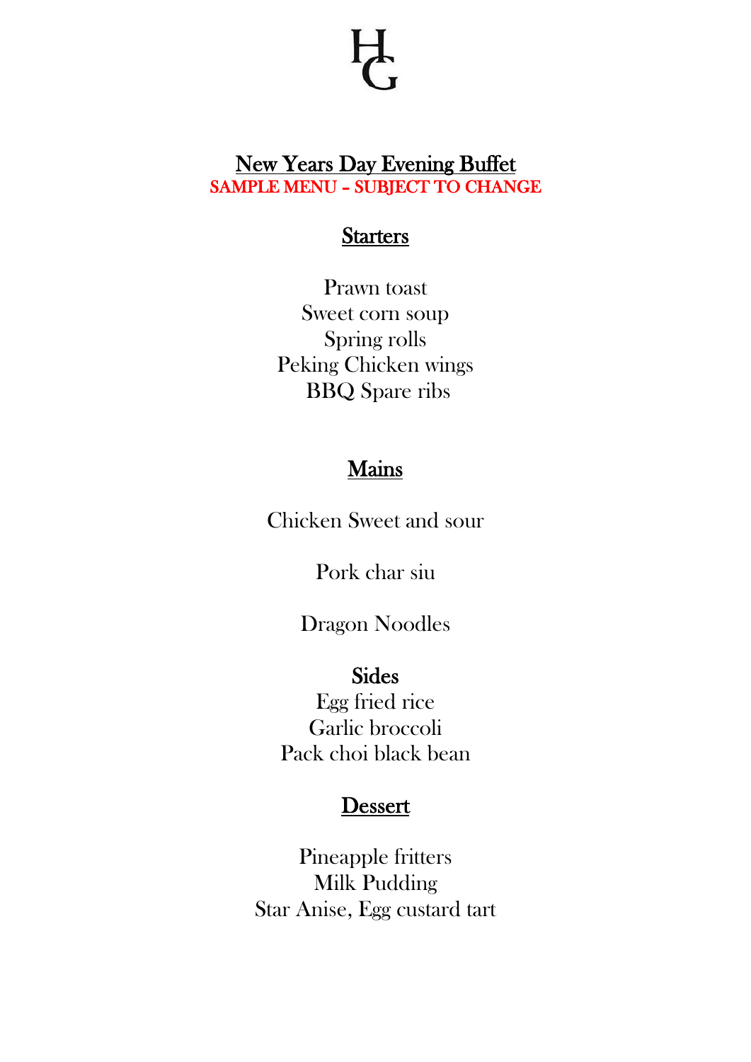HG

# New Years Day Evening Buffet

**SAMPLE MENU – SUBJECT TO CHANGE**

## Starters

Prawn toast
Sweet corn soup
Spring rolls
Peking Chicken wings
BBQ Spare ribs

## Mains

Chicken Sweet and sour

Pork char siu

Dragon Noodles

### Sides

Egg fried rice
Garlic broccoli
Pack choi black bean

## Dessert

Pineapple fritters
Milk Pudding
Star Anise, Egg custard tart